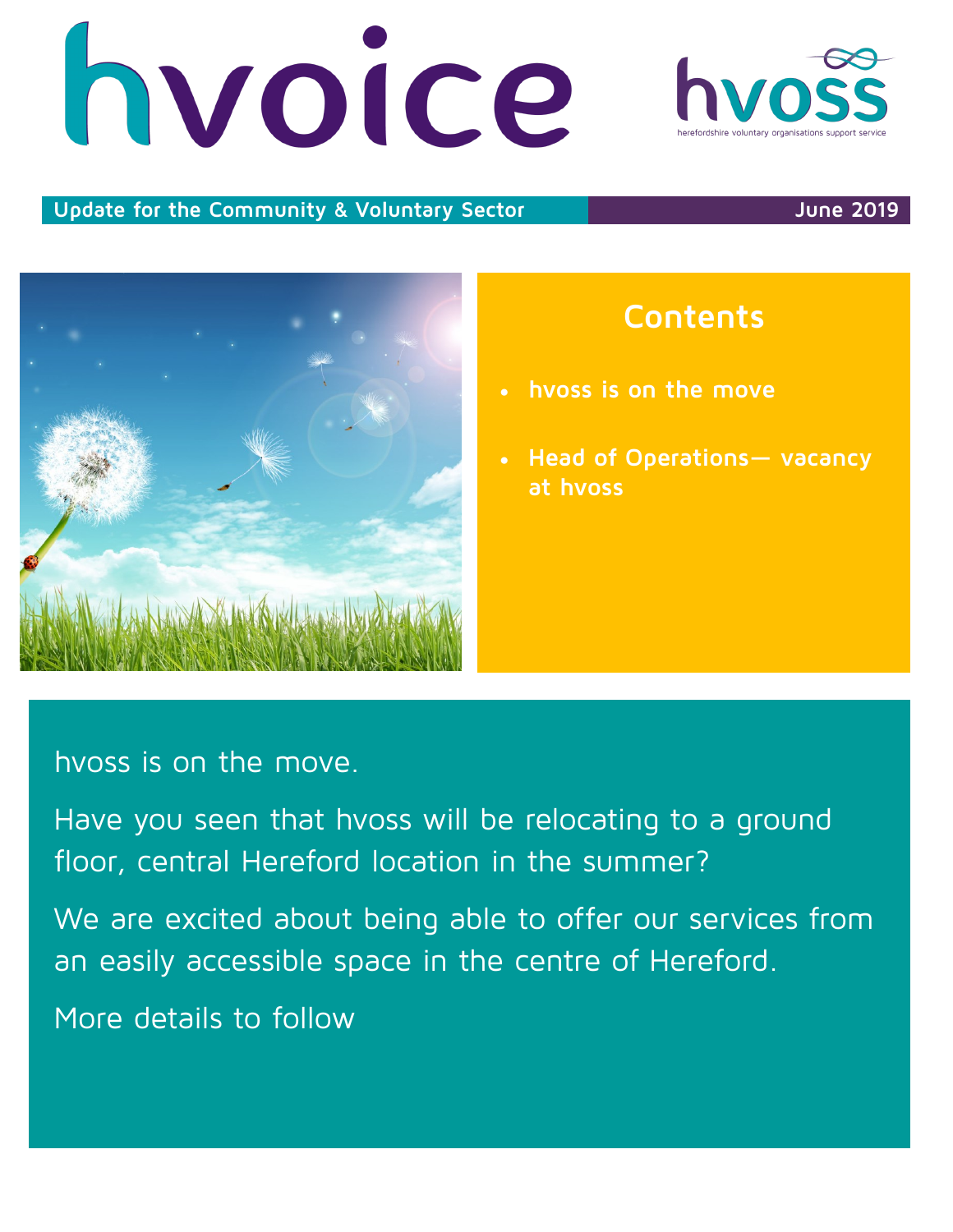# hvoice

hvoss

herefordshire voluntary organisations support service

**Update for the Community & Voluntary Sector** **June 2019**

## Contents

- **hvoss is on the move**
- **Head of Operations— vacancy at hvoss**

hvoss is on the move.

Have you seen that hvoss will be relocating to a ground floor, central Hereford location in the summer?

We are excited about being able to offer our services from an easily accessible space in the centre of Hereford.

More details to follow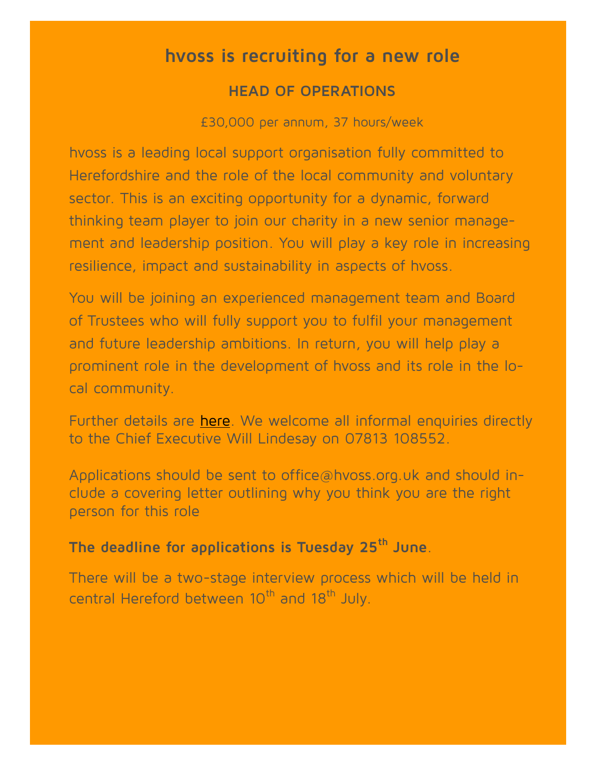## hvoss is recruiting for a new role

### HEAD OF OPERATIONS

£30,000 per annum, 37 hours/week

hvoss is a leading local support organisation fully committed to Herefordshire and the role of the local community and voluntary sector. This is an exciting opportunity for a dynamic, forward thinking team player to join our charity in a new senior management and leadership position. You will play a key role in increasing resilience, impact and sustainability in aspects of hvoss.

You will be joining an experienced management team and Board of Trustees who will fully support you to fulfil your management and future leadership ambitions. In return, you will help play a prominent role in the development of hvoss and its role in the local community.

Further details are here. We welcome all informal enquiries directly to the Chief Executive Will Lindesay on 07813 108552.

Applications should be sent to office@hvoss.org.uk and should include a covering letter outlining why you think you are the right person for this role

**The deadline for applications is Tuesday 25th June**.

There will be a two-stage interview process which will be held in central Hereford between 10th and 18th July.